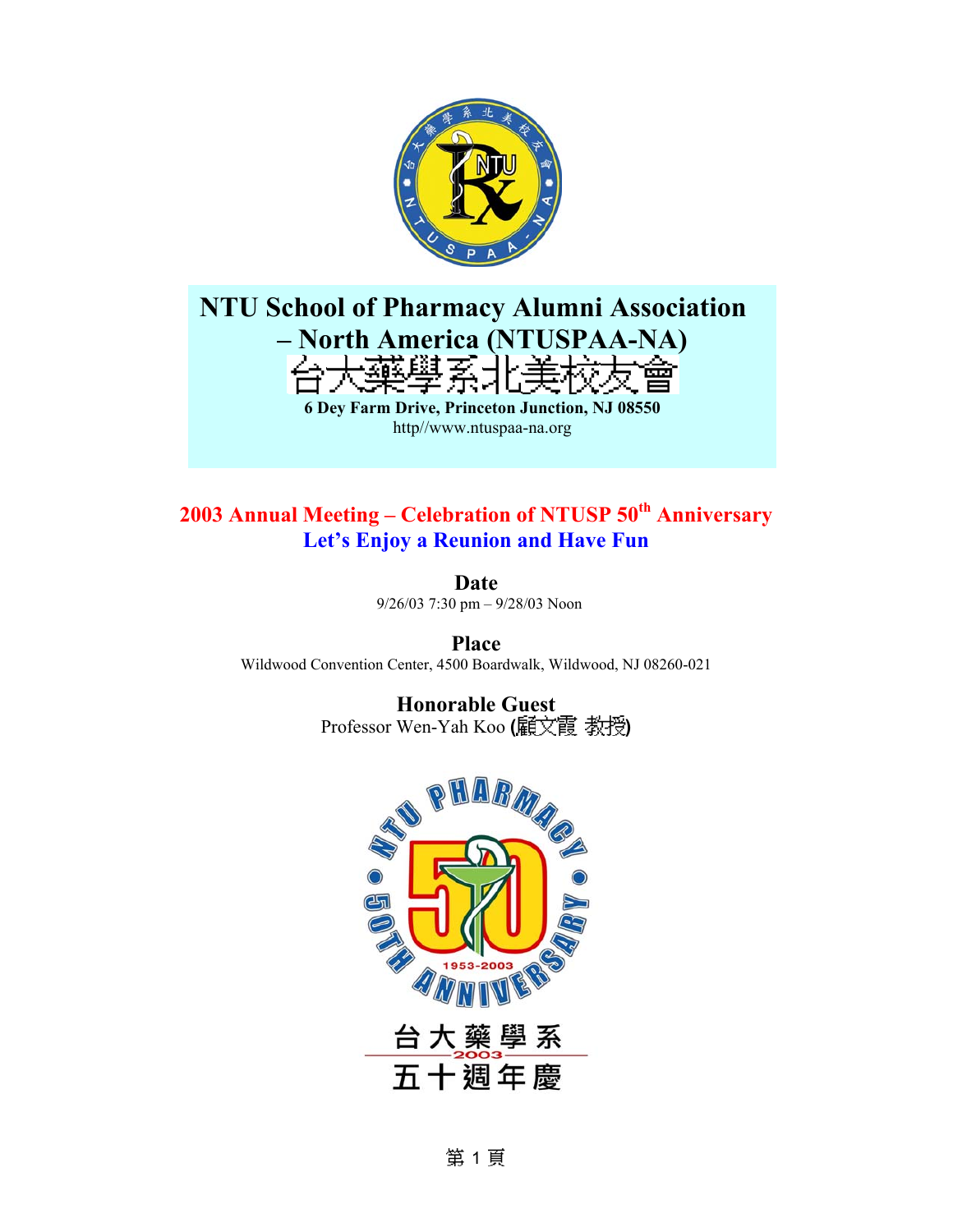# NTU School of Pharmacy Alumni Association – North America (NTUSPAA-NA)

## 台大藥學系北美校友會

**6 Dey Farm Drive, Princeton Junction, NJ 08550**

http//www.ntuspaa-na.org

## 2003 Annual Meeting – Celebration of NTUSP 50th Anniversary

## Let's Enjoy a Reunion and Have Fun

### Date

9/26/03 7:30 pm – 9/28/03 Noon

### Place

Wildwood Convention Center, 4500 Boardwalk, Wildwood, NJ 08260-021

### Honorable Guest

Professor Wen-Yah Koo **(**顧文霞 教授**)**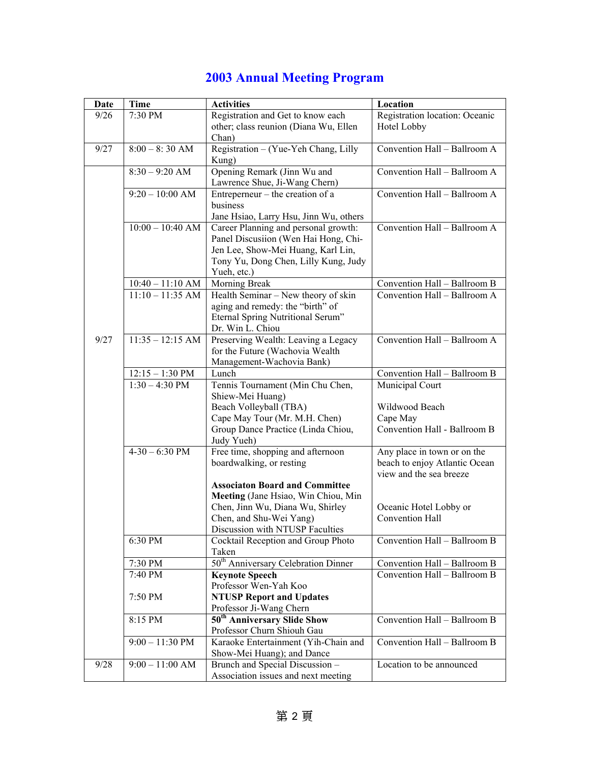# 2003 Annual Meeting Program

| Date | Time | Activities | Location |
|---|---|---|---|
| 9/26 | 7:30 PM | Registration and Get to know each other; class reunion (Diana Wu, Ellen Chan) | Registration location: Oceanic Hotel Lobby |
| 9/27 | 8:00 – 8: 30 AM | Registration – (Yue-Yeh Chang, Lilly Kung) | Convention Hall – Ballroom A |
| 9/27 | 8:30 – 9:20 AM | Opening Remark (Jinn Wu and Lawrence Shue, Ji-Wang Chern) | Convention Hall – Ballroom A |
| | 9:20 – 10:00 AM | Entrepeneur – the creation of a business<br>Jane Hsiao, Larry Hsu, Jinn Wu, others | Convention Hall – Ballroom A |
| | 10:00 – 10:40 AM | Career Planning and personal growth: Panel Discusiion (Wen Hai Hong, Chi-Jen Lee, Show-Mei Huang, Karl Lin, Tony Yu, Dong Chen, Lilly Kung, Judy Yueh, etc.) | Convention Hall – Ballroom A |
| | 10:40 – 11:10 AM | Morning Break | Convention Hall – Ballroom B |
| | 11:10 – 11:35 AM | Health Seminar – New theory of skin aging and remedy: the "birth" of Eternal Spring Nutritional Serum"<br>Dr. Win L. Chiou | Convention Hall – Ballroom A |
| | 11:35 – 12:15 AM | Preserving Wealth: Leaving a Legacy for the Future (Wachovia Wealth Management-Wachovia Bank) | Convention Hall – Ballroom A |
| | 12:15 – 1:30 PM | Lunch | Convention Hall – Ballroom B |
| | 1:30 – 4:30 PM | Tennis Tournament (Min Chu Chen, Shiew-Mei Huang)<br>Beach Volleyball (TBA)<br>Cape May Tour (Mr. M.H. Chen)<br>Group Dance Practice (Linda Chiou, Judy Yueh) | Municipal Court<br><br>Wildwood Beach<br>Cape May<br>Convention Hall - Ballroom B |
| | 4-30 – 6:30 PM | Free time, shopping and afternoon boardwalking, or resting<br><br>**Associaton Board and Committee Meeting** (Jane Hsiao, Win Chiou, Min Chen, Jinn Wu, Diana Wu, Shirley Chen, and Shu-Wei Yang)<br>Discussion with NTUSP Faculties | Any place in town or on the beach to enjoy Atlantic Ocean view and the sea breeze<br><br>Oceanic Hotel Lobby or Convention Hall |
| | 6:30 PM | Cocktail Reception and Group Photo Taken | Convention Hall – Ballroom B |
| | 7:30 PM | 50th Anniversary Celebration Dinner | Convention Hall – Ballroom B |
| | 7:40 PM<br><br>7:50 PM | **Keynote Speech**<br>Professor Wen-Yah Koo<br>**NTUSP Report and Updates**<br>Professor Ji-Wang Chern | Convention Hall – Ballroom B |
| | 8:15 PM | **50th Anniversary Slide Show**<br>Professor Churn Shiouh Gau | Convention Hall – Ballroom B |
| | 9:00 – 11:30 PM | Karaoke Entertainment (Yih-Chain and Show-Mei Huang); and Dance | Convention Hall – Ballroom B |
| 9/28 | 9:00 – 11:00 AM | Brunch and Special Discussion – Association issues and next meeting | Location to be announced |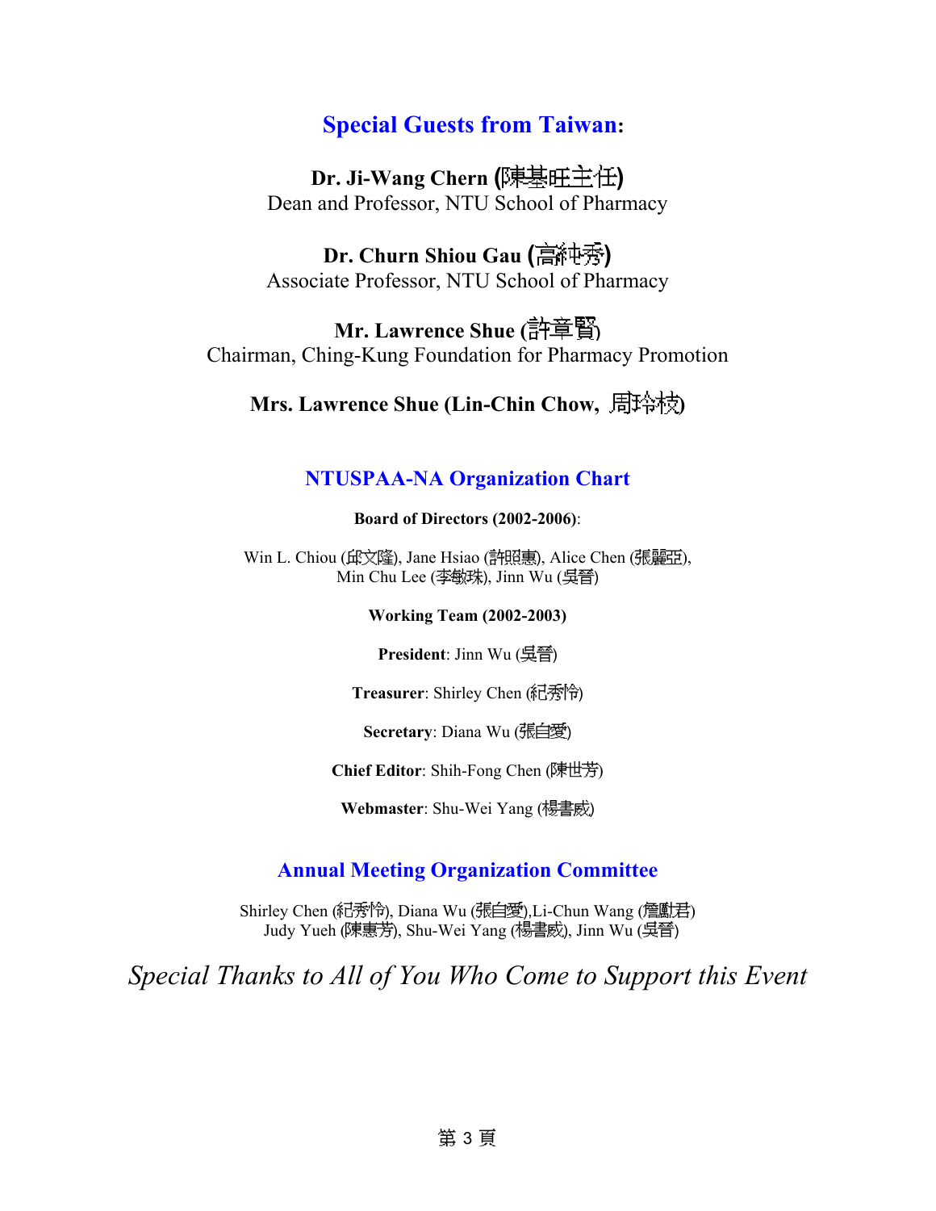## Special Guests from Taiwan:

**Dr. Ji-Wang Chern (陳基旺主任)**
Dean and Professor, NTU School of Pharmacy

**Dr. Churn Shiou Gau (高純秀)**
Associate Professor, NTU School of Pharmacy

**Mr. Lawrence Shue (許章賢)**
Chairman, Ching-Kung Foundation for Pharmacy Promotion

**Mrs. Lawrence Shue (Lin-Chin Chow, 周玲枝)**

## NTUSPAA-NA Organization Chart

**Board of Directors (2002-2006)**:

Win L. Chiou (邱文隆), Jane Hsiao (許照惠), Alice Chen (張麗亞), Min Chu Lee (李敏珠), Jinn Wu (吳晉)

**Working Team (2002-2003)**

**President**: Jinn Wu (吳晉)

**Treasurer**: Shirley Chen (紀秀怜)

**Secretary**: Diana Wu (張自愛)

**Chief Editor**: Shih-Fong Chen (陳世芳)

**Webmaster**: Shu-Wei Yang (楊書威)

## Annual Meeting Organization Committee

Shirley Chen (紀秀怜), Diana Wu (張自愛),Li-Chun Wang (詹勵君)
Judy Yueh (陳惠芳), Shu-Wei Yang (楊書威), Jinn Wu (吳晉)

*Special Thanks to All of You Who Come to Support this Event*